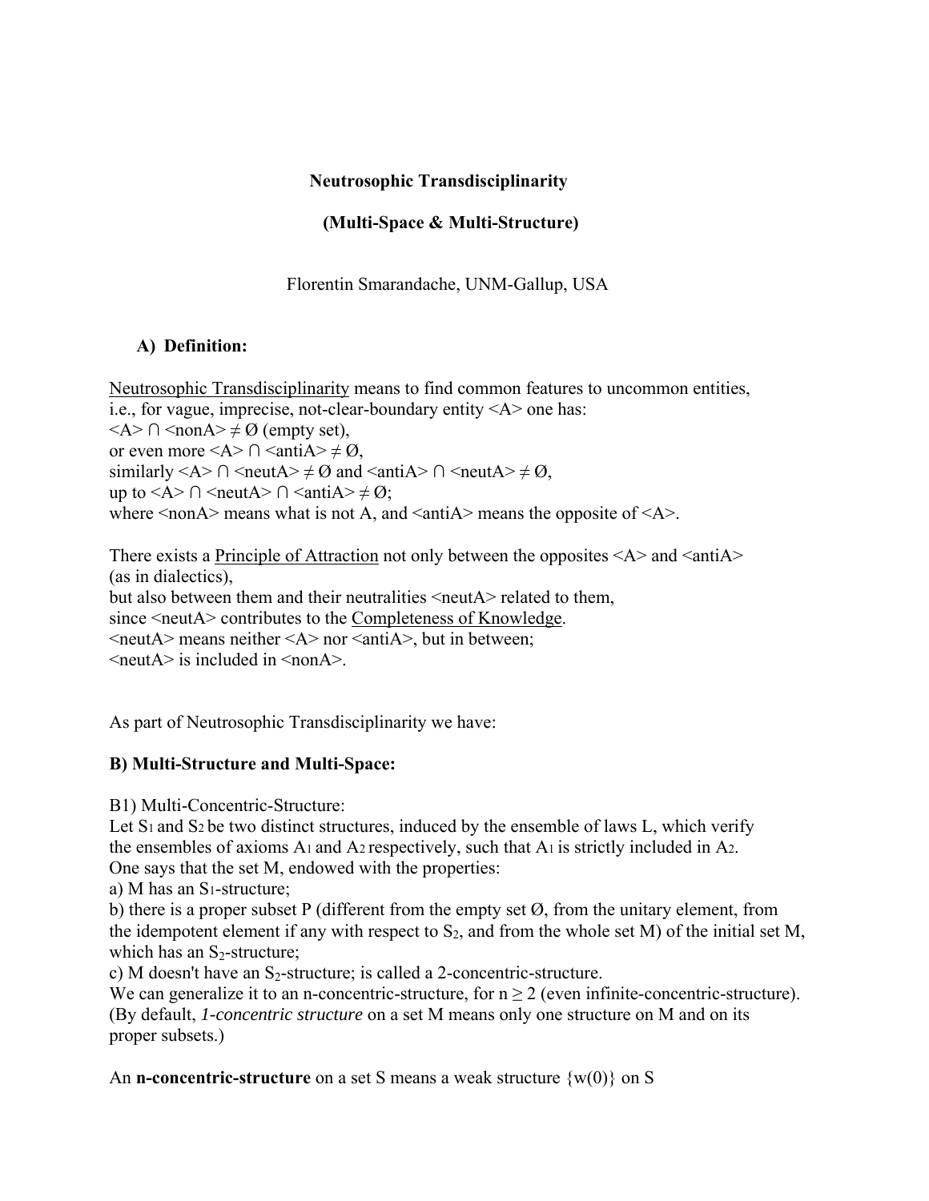**Neutrosophic Transdisciplinarity**

**(Multi-Space & Multi-Structure)**

Florentin Smarandache, UNM-Gallup, USA

**A) Definition:**

Neutrosophic Transdisciplinarity means to find common features to uncommon entities, i.e., for vague, imprecise, not-clear-boundary entity <A> one has:
<A> ∩ <nonA> ≠ Ø (empty set),
or even more <A> ∩ <antiA> ≠ Ø,
similarly <A> ∩ <neutA> ≠ Ø and <antiA> ∩ <neutA> ≠ Ø,
up to <A> ∩ <neutA> ∩ <antiA> ≠ Ø;
where <nonA> means what is not A, and <antiA> means the opposite of <A>.

There exists a Principle of Attraction not only between the opposites <A> and <antiA> (as in dialectics),
but also between them and their neutralities <neutA> related to them,
since <neutA> contributes to the Completeness of Knowledge.
<neutA> means neither <A> nor <antiA>, but in between;
<neutA> is included in <nonA>.

As part of Neutrosophic Transdisciplinarity we have:

**B) Multi-Structure and Multi-Space:**

B1) Multi-Concentric-Structure:
Let $S_1$ and $S_2$ be two distinct structures, induced by the ensemble of laws L, which verify the ensembles of axioms $A_1$ and $A_2$ respectively, such that $A_1$ is strictly included in $A_2$.
One says that the set M, endowed with the properties:
a) M has an $S_1$-structure;
b) there is a proper subset P (different from the empty set Ø, from the unitary element, from the idempotent element if any with respect to $S_2$, and from the whole set M) of the initial set M, which has an $S_2$-structure;
c) M doesn't have an $S_2$-structure; is called a 2-concentric-structure.
We can generalize it to an n-concentric-structure, for $n \geq 2$ (even infinite-concentric-structure).
(By default, *1-concentric structure* on a set M means only one structure on M and on its proper subsets.)

An **n-concentric-structure** on a set S means a weak structure {w(0)} on S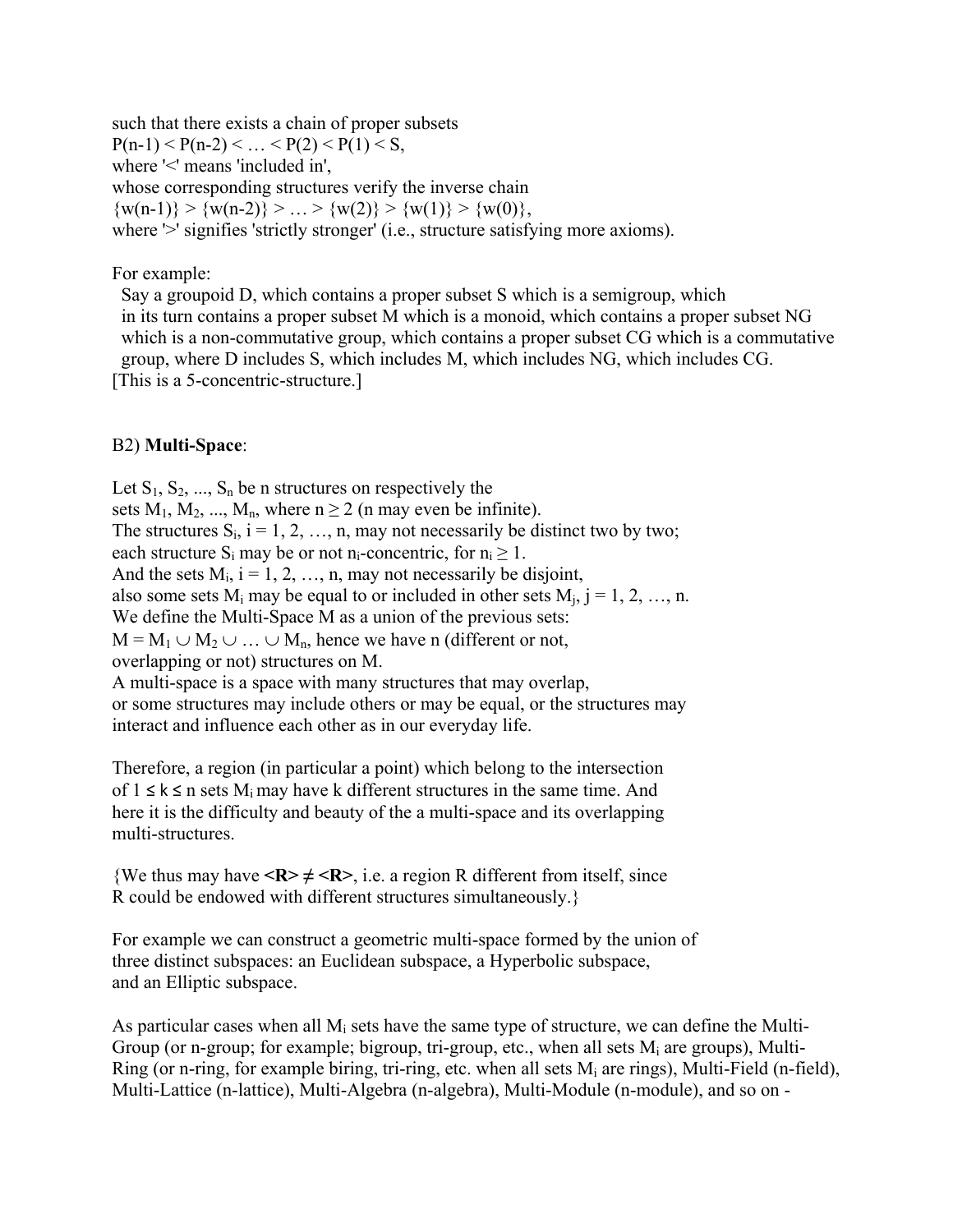such that there exists a chain of proper subsets
$P(n-1) < P(n-2) < \ldots < P(2) < P(1) < S$,
where '<' means 'included in',
whose corresponding structures verify the inverse chain
$\{w(n-1)\} > \{w(n-2)\} > \ldots > \{w(2)\} > \{w(1)\} > \{w(0)\}$,
where '>' signifies 'strictly stronger' (i.e., structure satisfying more axioms).

For example:
Say a groupoid D, which contains a proper subset S which is a semigroup, which in its turn contains a proper subset M which is a monoid, which contains a proper subset NG which is a non-commutative group, which contains a proper subset CG which is a commutative group, where D includes S, which includes M, which includes NG, which includes CG.
[This is a 5-concentric-structure.]

B2) **Multi-Space**:

Let $S_1, S_2, \ldots, S_n$ be n structures on respectively the sets $M_1, M_2, \ldots, M_n$, where $n \geq 2$ (n may even be infinite).
The structures $S_i$, $i = 1, 2, \ldots, n$, may not necessarily be distinct two by two; each structure $S_i$ may be or not $n_i$-concentric, for $n_i \geq 1$.
And the sets $M_i$, $i = 1, 2, \ldots, n$, may not necessarily be disjoint, also some sets $M_i$ may be equal to or included in other sets $M_j$, $j = 1, 2, \ldots, n$.
We define the Multi-Space M as a union of the previous sets:
$M = M_1 \cup M_2 \cup \ldots \cup M_n$, hence we have n (different or not, overlapping or not) structures on M.
A multi-space is a space with many structures that may overlap, or some structures may include others or may be equal, or the structures may interact and influence each other as in our everyday life.

Therefore, a region (in particular a point) which belong to the intersection of $1 \leq k \leq n$ sets $M_i$ may have k different structures in the same time. And here it is the difficulty and beauty of the a multi-space and its overlapping multi-structures.

{We thus may have **<R>** $\neq$ **<R>**, i.e. a region R different from itself, since R could be endowed with different structures simultaneously.}

For example we can construct a geometric multi-space formed by the union of three distinct subspaces: an Euclidean subspace, a Hyperbolic subspace, and an Elliptic subspace.

As particular cases when all $M_i$ sets have the same type of structure, we can define the Multi-Group (or n-group; for example; bigroup, tri-group, etc., when all sets $M_i$ are groups), Multi-Ring (or n-ring, for example biring, tri-ring, etc. when all sets $M_i$ are rings), Multi-Field (n-field), Multi-Lattice (n-lattice), Multi-Algebra (n-algebra), Multi-Module (n-module), and so on -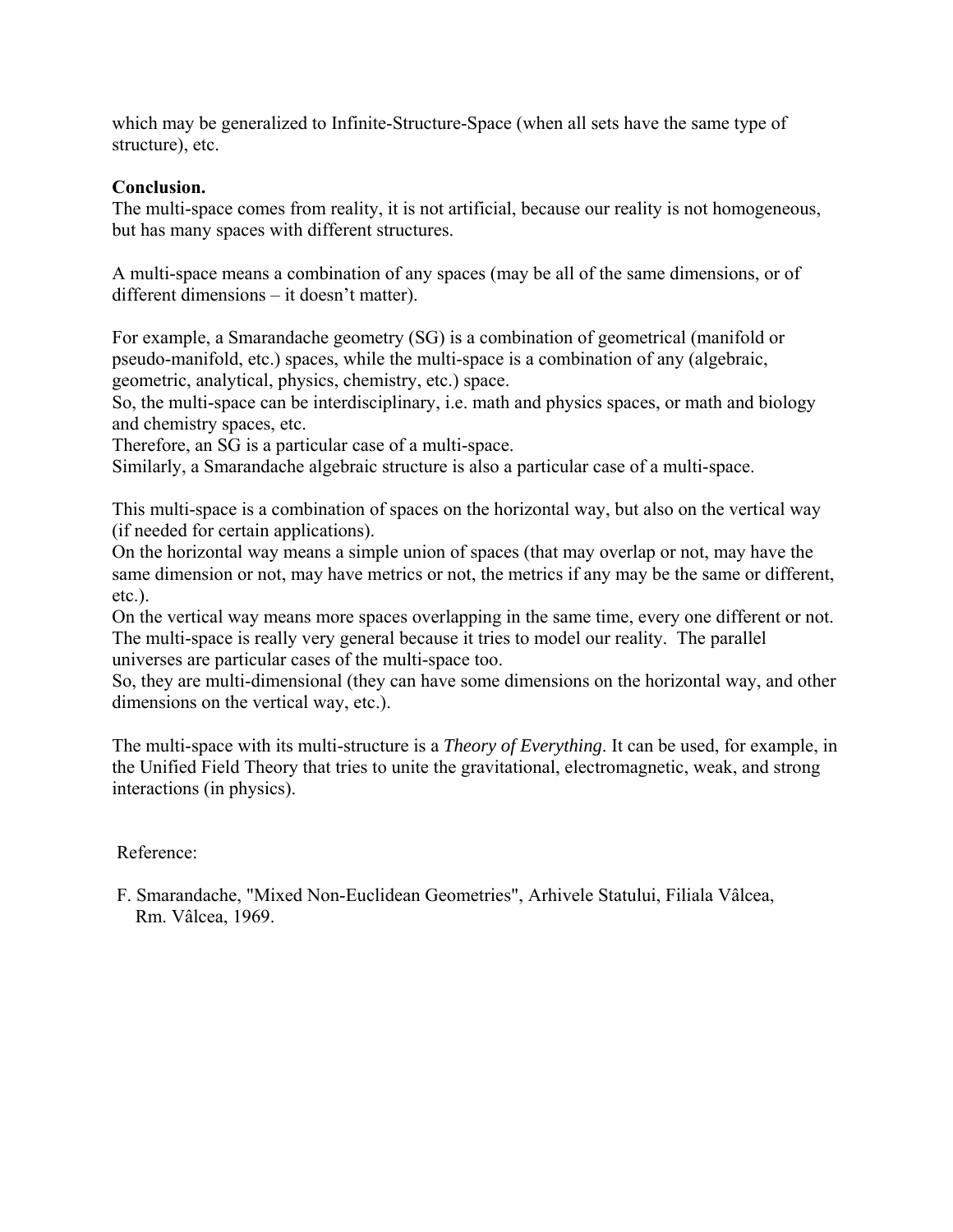which may be generalized to Infinite-Structure-Space (when all sets have the same type of structure), etc.

**Conclusion.**

The multi-space comes from reality, it is not artificial, because our reality is not homogeneous, but has many spaces with different structures.

A multi-space means a combination of any spaces (may be all of the same dimensions, or of different dimensions – it doesn't matter).

For example, a Smarandache geometry (SG) is a combination of geometrical (manifold or pseudo-manifold, etc.) spaces, while the multi-space is a combination of any (algebraic, geometric, analytical, physics, chemistry, etc.) space.
So, the multi-space can be interdisciplinary, i.e. math and physics spaces, or math and biology and chemistry spaces, etc.
Therefore, an SG is a particular case of a multi-space.
Similarly, a Smarandache algebraic structure is also a particular case of a multi-space.

This multi-space is a combination of spaces on the horizontal way, but also on the vertical way (if needed for certain applications).
On the horizontal way means a simple union of spaces (that may overlap or not, may have the same dimension or not, may have metrics or not, the metrics if any may be the same or different, etc.).
On the vertical way means more spaces overlapping in the same time, every one different or not.
The multi-space is really very general because it tries to model our reality. The parallel universes are particular cases of the multi-space too.
So, they are multi-dimensional (they can have some dimensions on the horizontal way, and other dimensions on the vertical way, etc.).

The multi-space with its multi-structure is a *Theory of Everything*. It can be used, for example, in the Unified Field Theory that tries to unite the gravitational, electromagnetic, weak, and strong interactions (in physics).

Reference:

F. Smarandache, "Mixed Non-Euclidean Geometries", Arhivele Statului, Filiala Vâlcea, Rm. Vâlcea, 1969.